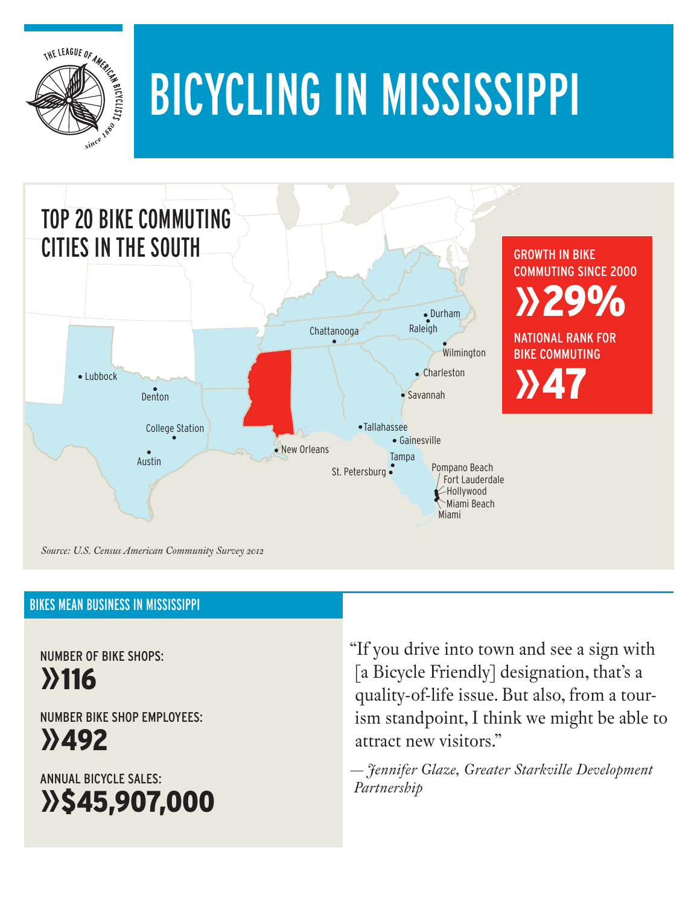# BICYCLING IN MISSISSIPPI

THE LEAGUE OF AMERICAN BICYCLISTS since 1880

## TOP 20 BIKE COMMUTING CITIES IN THE SOUTH

Lubbock, Denton, College Station, Austin, New Orleans, Chattanooga, Durham, Raleigh, Wilmington, Charleston, Savannah, Tallahassee, Gainesville, Tampa, St. Petersburg, Pompano Beach, Fort Lauderdale, Hollywood, Miami Beach, Miami

GROWTH IN BIKE COMMUTING SINCE 2000

**»29%**

NATIONAL RANK FOR BIKE COMMUTING

**»47**

*Source: U.S. Census American Community Survey 2012*

## BIKES MEAN BUSINESS IN MISSISSIPPI

NUMBER OF BIKE SHOPS:
**»116**

NUMBER BIKE SHOP EMPLOYEES:
**»492**

ANNUAL BICYCLE SALES:
**»$45,907,000**

"If you drive into town and see a sign with [a Bicycle Friendly] designation, that's a quality-of-life issue. But also, from a tourism standpoint, I think we might be able to attract new visitors."

*— Jennifer Glaze, Greater Starkville Development Partnership*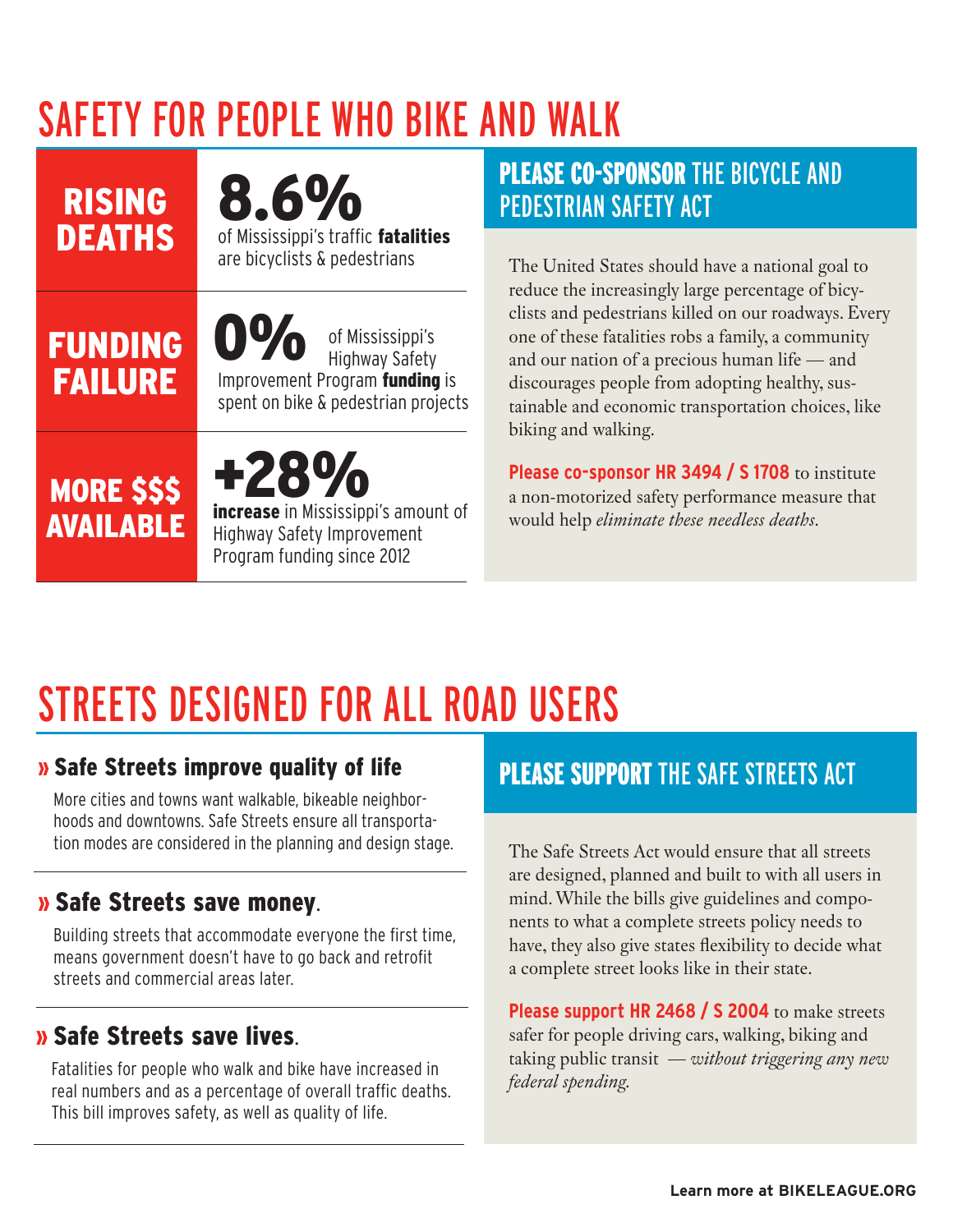# SAFETY FOR PEOPLE WHO BIKE AND WALK

**RISING DEATHS**

**8.6%** of Mississippi's traffic **fatalities** are bicyclists & pedestrians

**FUNDING FAILURE**

**0%** of Mississippi's Highway Safety Improvement Program **funding** is spent on bike & pedestrian projects

**MORE $$$ AVAILABLE**

**+28% increase** in Mississippi's amount of Highway Safety Improvement Program funding since 2012

## PLEASE CO-SPONSOR THE BICYCLE AND PEDESTRIAN SAFETY ACT

The United States should have a national goal to reduce the increasingly large percentage of bicyclists and pedestrians killed on our roadways. Every one of these fatalities robs a family, a community and our nation of a precious human life — and discourages people from adopting healthy, sustainable and economic transportation choices, like biking and walking.

**Please co-sponsor HR 3494 / S 1708** to institute a non-motorized safety performance measure that would help *eliminate these needless deaths*.

# STREETS DESIGNED FOR ALL ROAD USERS

### » Safe Streets improve quality of life

More cities and towns want walkable, bikeable neighborhoods and downtowns. Safe Streets ensure all transportation modes are considered in the planning and design stage.

### » Safe Streets save money.

Building streets that accommodate everyone the first time, means government doesn't have to go back and retrofit streets and commercial areas later.

### » Safe Streets save lives.

Fatalities for people who walk and bike have increased in real numbers and as a percentage of overall traffic deaths. This bill improves safety, as well as quality of life.

## PLEASE SUPPORT THE SAFE STREETS ACT

The Safe Streets Act would ensure that all streets are designed, planned and built to with all users in mind. While the bills give guidelines and components to what a complete streets policy needs to have, they also give states flexibility to decide what a complete street looks like in their state.

**Please support HR 2468 / S 2004** to make streets safer for people driving cars, walking, biking and taking public transit — *without triggering any new federal spending.*

**Learn more at BIKELEAGUE.ORG**